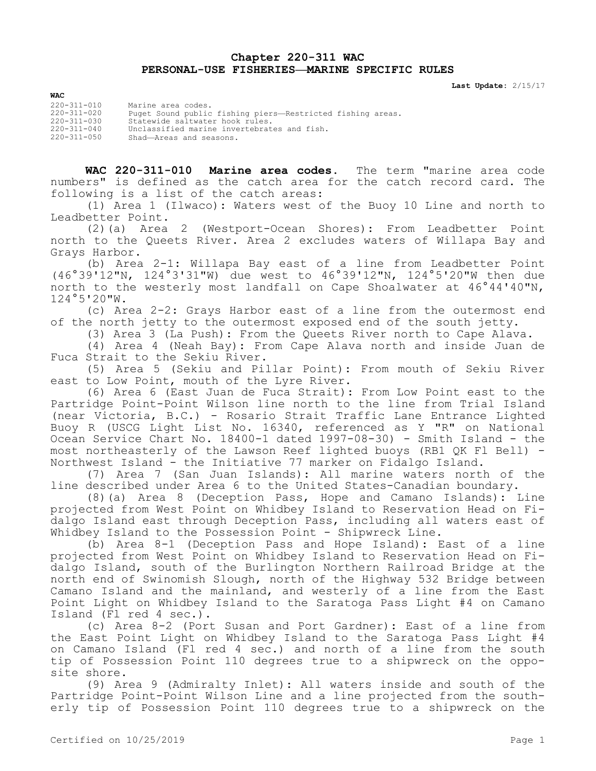# Chapter 220-311 WAC
# PERSONAL-USE FISHERIES—MARINE SPECIFIC RULES

**Last Update:** 2/15/17

**WAC**

| | |
|---|---|
| 220-311-010 | Marine area codes. |
| 220-311-020 | Puget Sound public fishing piers—Restricted fishing areas. |
| 220-311-030 | Statewide saltwater hook rules. |
| 220-311-040 | Unclassified marine invertebrates and fish. |
| 220-311-050 | Shad—Areas and seasons. |

**WAC 220-311-010 Marine area codes.** The term "marine area code numbers" is defined as the catch area for the catch record card. The following is a list of the catch areas:

(1) Area 1 (Ilwaco): Waters west of the Buoy 10 Line and north to Leadbetter Point.

(2)(a) Area 2 (Westport-Ocean Shores): From Leadbetter Point north to the Queets River. Area 2 excludes waters of Willapa Bay and Grays Harbor.

(b) Area 2-1: Willapa Bay east of a line from Leadbetter Point (46°39'12"N, 124°3'31"W) due west to 46°39'12"N, 124°5'20"W then due north to the westerly most landfall on Cape Shoalwater at 46°44'40"N, 124°5'20"W.

(c) Area 2-2: Grays Harbor east of a line from the outermost end of the north jetty to the outermost exposed end of the south jetty.

(3) Area 3 (La Push): From the Queets River north to Cape Alava.

(4) Area 4 (Neah Bay): From Cape Alava north and inside Juan de Fuca Strait to the Sekiu River.

(5) Area 5 (Sekiu and Pillar Point): From mouth of Sekiu River east to Low Point, mouth of the Lyre River.

(6) Area 6 (East Juan de Fuca Strait): From Low Point east to the Partridge Point-Point Wilson line north to the line from Trial Island (near Victoria, B.C.) - Rosario Strait Traffic Lane Entrance Lighted Buoy R (USCG Light List No. 16340, referenced as Y "R" on National Ocean Service Chart No. 18400-1 dated 1997-08-30) - Smith Island - the most northeasterly of the Lawson Reef lighted buoys (RB1 QK Fl Bell) - Northwest Island - the Initiative 77 marker on Fidalgo Island.

(7) Area 7 (San Juan Islands): All marine waters north of the line described under Area 6 to the United States-Canadian boundary.

(8)(a) Area 8 (Deception Pass, Hope and Camano Islands): Line projected from West Point on Whidbey Island to Reservation Head on Fidalgo Island east through Deception Pass, including all waters east of Whidbey Island to the Possession Point - Shipwreck Line.

(b) Area 8-1 (Deception Pass and Hope Island): East of a line projected from West Point on Whidbey Island to Reservation Head on Fidalgo Island, south of the Burlington Northern Railroad Bridge at the north end of Swinomish Slough, north of the Highway 532 Bridge between Camano Island and the mainland, and westerly of a line from the East Point Light on Whidbey Island to the Saratoga Pass Light #4 on Camano Island (Fl red 4 sec.).

(c) Area 8-2 (Port Susan and Port Gardner): East of a line from the East Point Light on Whidbey Island to the Saratoga Pass Light #4 on Camano Island (Fl red 4 sec.) and north of a line from the south tip of Possession Point 110 degrees true to a shipwreck on the opposite shore.

(9) Area 9 (Admiralty Inlet): All waters inside and south of the Partridge Point-Point Wilson Line and a line projected from the southerly tip of Possession Point 110 degrees true to a shipwreck on the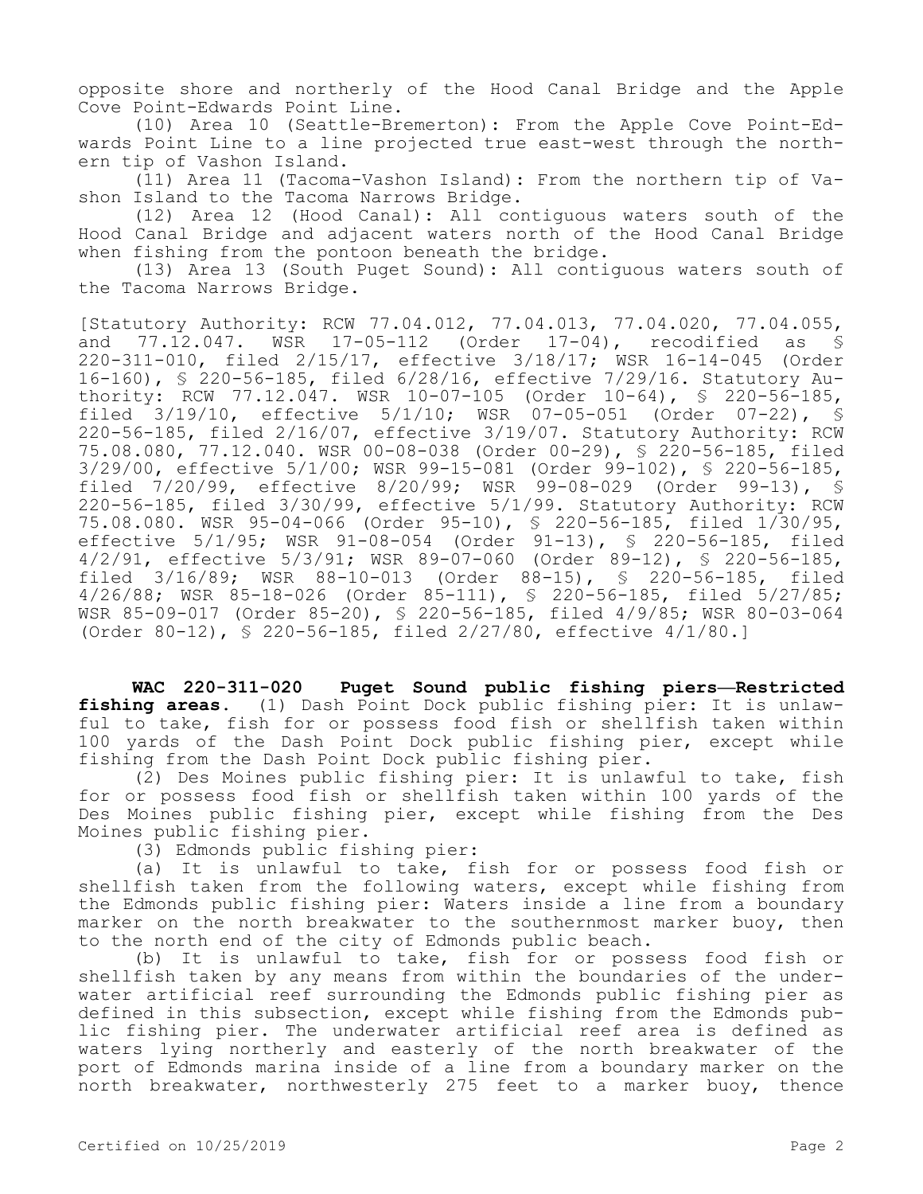opposite shore and northerly of the Hood Canal Bridge and the Apple Cove Point-Edwards Point Line.

(10) Area 10 (Seattle-Bremerton): From the Apple Cove Point-Edwards Point Line to a line projected true east-west through the northern tip of Vashon Island.

(11) Area 11 (Tacoma-Vashon Island): From the northern tip of Vashon Island to the Tacoma Narrows Bridge.

(12) Area 12 (Hood Canal): All contiguous waters south of the Hood Canal Bridge and adjacent waters north of the Hood Canal Bridge when fishing from the pontoon beneath the bridge.

(13) Area 13 (South Puget Sound): All contiguous waters south of the Tacoma Narrows Bridge.

[Statutory Authority: RCW 77.04.012, 77.04.013, 77.04.020, 77.04.055, and 77.12.047. WSR 17-05-112 (Order 17-04), recodified as § 220-311-010, filed 2/15/17, effective 3/18/17; WSR 16-14-045 (Order 16-160), § 220-56-185, filed 6/28/16, effective 7/29/16. Statutory Authority: RCW 77.12.047. WSR 10-07-105 (Order 10-64), § 220-56-185, filed 3/19/10, effective 5/1/10; WSR 07-05-051 (Order 07-22), § 220-56-185, filed 2/16/07, effective 3/19/07. Statutory Authority: RCW 75.08.080, 77.12.040. WSR 00-08-038 (Order 00-29), § 220-56-185, filed 3/29/00, effective 5/1/00; WSR 99-15-081 (Order 99-102), § 220-56-185, filed 7/20/99, effective 8/20/99; WSR 99-08-029 (Order 99-13), § 220-56-185, filed 3/30/99, effective 5/1/99. Statutory Authority: RCW 75.08.080. WSR 95-04-066 (Order 95-10), § 220-56-185, filed 1/30/95, effective 5/1/95; WSR 91-08-054 (Order 91-13), § 220-56-185, filed 4/2/91, effective 5/3/91; WSR 89-07-060 (Order 89-12), § 220-56-185, filed 3/16/89; WSR 88-10-013 (Order 88-15), § 220-56-185, filed 4/26/88; WSR 85-18-026 (Order 85-111), § 220-56-185, filed 5/27/85; WSR 85-09-017 (Order 85-20), § 220-56-185, filed 4/9/85; WSR 80-03-064 (Order 80-12), § 220-56-185, filed 2/27/80, effective 4/1/80.]

**WAC 220-311-020 Puget Sound public fishing piers—Restricted fishing areas.** (1) Dash Point Dock public fishing pier: It is unlawful to take, fish for or possess food fish or shellfish taken within 100 yards of the Dash Point Dock public fishing pier, except while fishing from the Dash Point Dock public fishing pier.

(2) Des Moines public fishing pier: It is unlawful to take, fish for or possess food fish or shellfish taken within 100 yards of the Des Moines public fishing pier, except while fishing from the Des Moines public fishing pier.

(3) Edmonds public fishing pier:

(a) It is unlawful to take, fish for or possess food fish or shellfish taken from the following waters, except while fishing from the Edmonds public fishing pier: Waters inside a line from a boundary marker on the north breakwater to the southernmost marker buoy, then to the north end of the city of Edmonds public beach.

(b) It is unlawful to take, fish for or possess food fish or shellfish taken by any means from within the boundaries of the underwater artificial reef surrounding the Edmonds public fishing pier as defined in this subsection, except while fishing from the Edmonds public fishing pier. The underwater artificial reef area is defined as waters lying northerly and easterly of the north breakwater of the port of Edmonds marina inside of a line from a boundary marker on the north breakwater, northwesterly 275 feet to a marker buoy, thence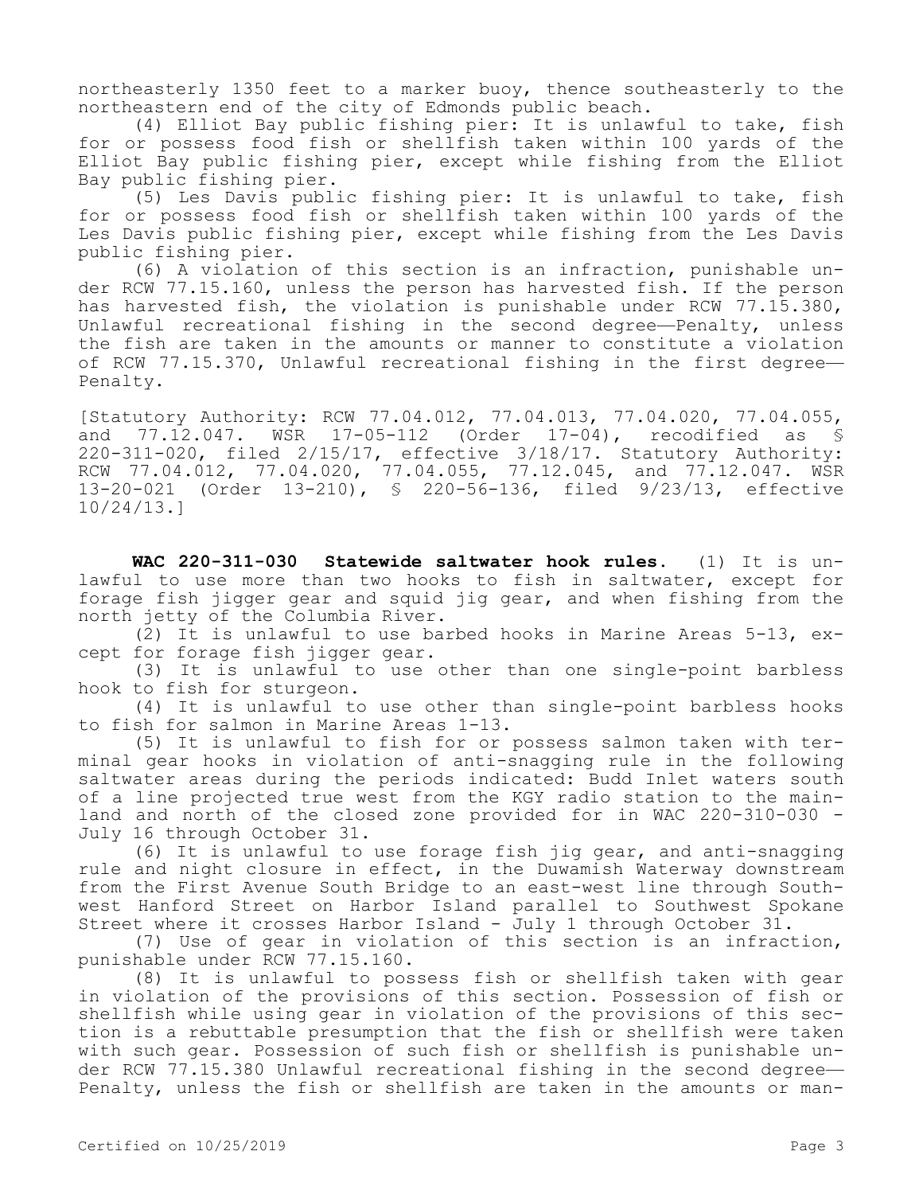northeasterly 1350 feet to a marker buoy, thence southeasterly to the northeastern end of the city of Edmonds public beach.

(4) Elliot Bay public fishing pier: It is unlawful to take, fish for or possess food fish or shellfish taken within 100 yards of the Elliot Bay public fishing pier, except while fishing from the Elliot Bay public fishing pier.

(5) Les Davis public fishing pier: It is unlawful to take, fish for or possess food fish or shellfish taken within 100 yards of the Les Davis public fishing pier, except while fishing from the Les Davis public fishing pier.

(6) A violation of this section is an infraction, punishable under RCW 77.15.160, unless the person has harvested fish. If the person has harvested fish, the violation is punishable under RCW 77.15.380, Unlawful recreational fishing in the second degree—Penalty, unless the fish are taken in the amounts or manner to constitute a violation of RCW 77.15.370, Unlawful recreational fishing in the first degree—Penalty.

[Statutory Authority: RCW 77.04.012, 77.04.013, 77.04.020, 77.04.055, and 77.12.047. WSR 17-05-112 (Order 17-04), recodified as § 220-311-020, filed 2/15/17, effective 3/18/17. Statutory Authority: RCW 77.04.012, 77.04.020, 77.04.055, 77.12.045, and 77.12.047. WSR 13-20-021 (Order 13-210), § 220-56-136, filed 9/23/13, effective 10/24/13.]

**WAC 220-311-030 Statewide saltwater hook rules.** (1) It is unlawful to use more than two hooks to fish in saltwater, except for forage fish jigger gear and squid jig gear, and when fishing from the north jetty of the Columbia River.

(2) It is unlawful to use barbed hooks in Marine Areas 5-13, except for forage fish jigger gear.

(3) It is unlawful to use other than one single-point barbless hook to fish for sturgeon.

(4) It is unlawful to use other than single-point barbless hooks to fish for salmon in Marine Areas 1-13.

(5) It is unlawful to fish for or possess salmon taken with terminal gear hooks in violation of anti-snagging rule in the following saltwater areas during the periods indicated: Budd Inlet waters south of a line projected true west from the KGY radio station to the mainland and north of the closed zone provided for in WAC 220-310-030 - July 16 through October 31.

(6) It is unlawful to use forage fish jig gear, and anti-snagging rule and night closure in effect, in the Duwamish Waterway downstream from the First Avenue South Bridge to an east-west line through Southwest Hanford Street on Harbor Island parallel to Southwest Spokane Street where it crosses Harbor Island - July 1 through October 31.

(7) Use of gear in violation of this section is an infraction, punishable under RCW 77.15.160.

(8) It is unlawful to possess fish or shellfish taken with gear in violation of the provisions of this section. Possession of fish or shellfish while using gear in violation of the provisions of this section is a rebuttable presumption that the fish or shellfish were taken with such gear. Possession of such fish or shellfish is punishable under RCW 77.15.380 Unlawful recreational fishing in the second degree—Penalty, unless the fish or shellfish are taken in the amounts or man-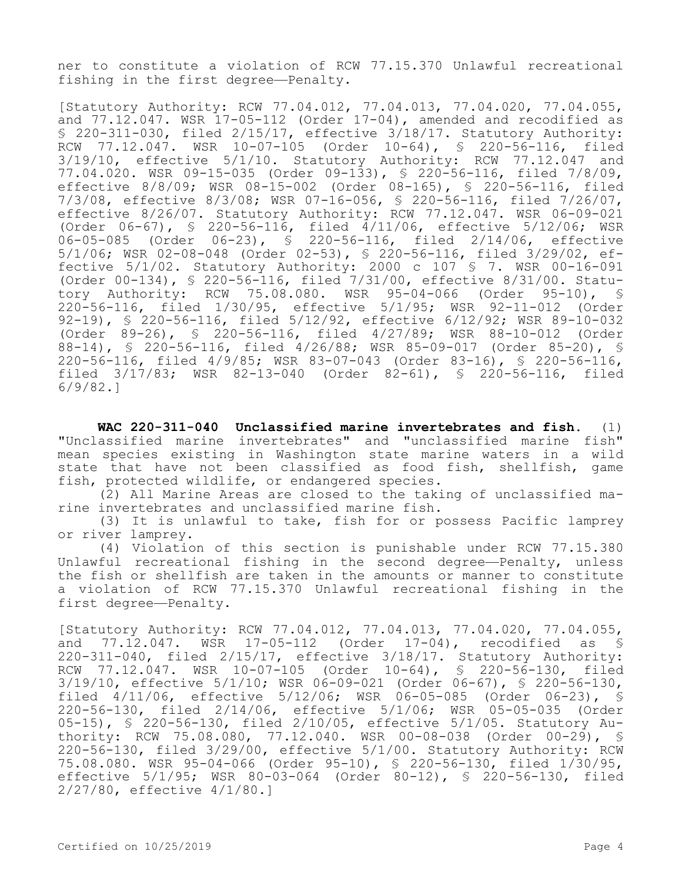ner to constitute a violation of RCW 77.15.370 Unlawful recreational fishing in the first degree—Penalty.

[Statutory Authority: RCW 77.04.012, 77.04.013, 77.04.020, 77.04.055, and 77.12.047. WSR 17-05-112 (Order 17-04), amended and recodified as § 220-311-030, filed 2/15/17, effective 3/18/17. Statutory Authority: RCW 77.12.047. WSR 10-07-105 (Order 10-64), § 220-56-116, filed 3/19/10, effective 5/1/10. Statutory Authority: RCW 77.12.047 and 77.04.020. WSR 09-15-035 (Order 09-133), § 220-56-116, filed 7/8/09, effective 8/8/09; WSR 08-15-002 (Order 08-165), § 220-56-116, filed 7/3/08, effective 8/3/08; WSR 07-16-056, § 220-56-116, filed 7/26/07, effective 8/26/07. Statutory Authority: RCW 77.12.047. WSR 06-09-021 (Order 06-67), § 220-56-116, filed 4/11/06, effective 5/12/06; WSR 06-05-085 (Order 06-23), § 220-56-116, filed 2/14/06, effective 5/1/06; WSR 02-08-048 (Order 02-53), § 220-56-116, filed 3/29/02, effective 5/1/02. Statutory Authority: 2000 c 107 § 7. WSR 00-16-091 (Order 00-134), § 220-56-116, filed 7/31/00, effective 8/31/00. Statutory Authority: RCW 75.08.080. WSR 95-04-066 (Order 95-10), § 220-56-116, filed 1/30/95, effective 5/1/95; WSR 92-11-012 (Order 92-19), § 220-56-116, filed 5/12/92, effective 6/12/92; WSR 89-10-032 (Order 89-26), § 220-56-116, filed 4/27/89; WSR 88-10-012 (Order 88-14), § 220-56-116, filed 4/26/88; WSR 85-09-017 (Order 85-20), § 220-56-116, filed 4/9/85; WSR 83-07-043 (Order 83-16), § 220-56-116, filed 3/17/83; WSR 82-13-040 (Order 82-61), § 220-56-116, filed 6/9/82.]

**WAC 220-311-040 Unclassified marine invertebrates and fish.** (1) "Unclassified marine invertebrates" and "unclassified marine fish" mean species existing in Washington state marine waters in a wild state that have not been classified as food fish, shellfish, game fish, protected wildlife, or endangered species.

(2) All Marine Areas are closed to the taking of unclassified marine invertebrates and unclassified marine fish.

(3) It is unlawful to take, fish for or possess Pacific lamprey or river lamprey.

(4) Violation of this section is punishable under RCW 77.15.380 Unlawful recreational fishing in the second degree—Penalty, unless the fish or shellfish are taken in the amounts or manner to constitute a violation of RCW 77.15.370 Unlawful recreational fishing in the first degree—Penalty.

[Statutory Authority: RCW 77.04.012, 77.04.013, 77.04.020, 77.04.055, and 77.12.047. WSR 17-05-112 (Order 17-04), recodified as § 220-311-040, filed 2/15/17, effective 3/18/17. Statutory Authority: RCW 77.12.047. WSR 10-07-105 (Order 10-64), § 220-56-130, filed 3/19/10, effective 5/1/10; WSR 06-09-021 (Order 06-67), § 220-56-130, filed 4/11/06, effective 5/12/06; WSR 06-05-085 (Order 06-23), § 220-56-130, filed 2/14/06, effective 5/1/06; WSR 05-05-035 (Order 05-15), § 220-56-130, filed 2/10/05, effective 5/1/05. Statutory Authority: RCW 75.08.080, 77.12.040. WSR 00-08-038 (Order 00-29), § 220-56-130, filed 3/29/00, effective 5/1/00. Statutory Authority: RCW 75.08.080. WSR 95-04-066 (Order 95-10), § 220-56-130, filed 1/30/95, effective 5/1/95; WSR 80-03-064 (Order 80-12), § 220-56-130, filed 2/27/80, effective 4/1/80.]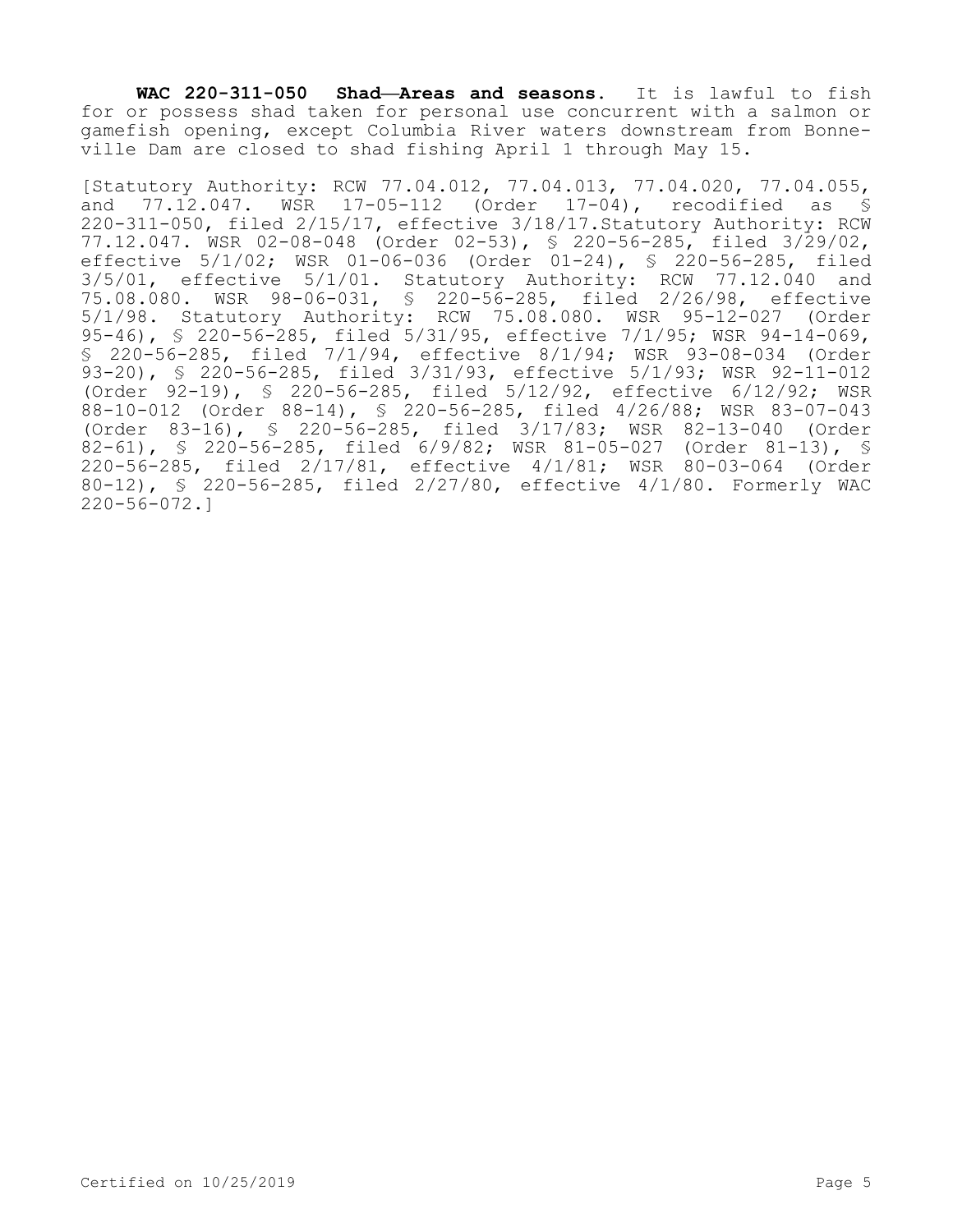**WAC 220-311-050 Shad—Areas and seasons.** It is lawful to fish for or possess shad taken for personal use concurrent with a salmon or gamefish opening, except Columbia River waters downstream from Bonneville Dam are closed to shad fishing April 1 through May 15.

[Statutory Authority: RCW 77.04.012, 77.04.013, 77.04.020, 77.04.055, and 77.12.047. WSR 17-05-112 (Order 17-04), recodified as § 220-311-050, filed 2/15/17, effective 3/18/17.Statutory Authority: RCW 77.12.047. WSR 02-08-048 (Order 02-53), § 220-56-285, filed 3/29/02, effective 5/1/02; WSR 01-06-036 (Order 01-24), § 220-56-285, filed 3/5/01, effective 5/1/01. Statutory Authority: RCW 77.12.040 and 75.08.080. WSR 98-06-031, § 220-56-285, filed 2/26/98, effective 5/1/98. Statutory Authority: RCW 75.08.080. WSR 95-12-027 (Order 95-46), § 220-56-285, filed 5/31/95, effective 7/1/95; WSR 94-14-069, § 220-56-285, filed 7/1/94, effective 8/1/94; WSR 93-08-034 (Order 93-20), § 220-56-285, filed 3/31/93, effective 5/1/93; WSR 92-11-012 (Order 92-19), § 220-56-285, filed 5/12/92, effective 6/12/92; WSR 88-10-012 (Order 88-14), § 220-56-285, filed 4/26/88; WSR 83-07-043 (Order 83-16), § 220-56-285, filed 3/17/83; WSR 82-13-040 (Order 82-61), § 220-56-285, filed 6/9/82; WSR 81-05-027 (Order 81-13), § 220-56-285, filed 2/17/81, effective 4/1/81; WSR 80-03-064 (Order 80-12), § 220-56-285, filed 2/27/80, effective 4/1/80. Formerly WAC 220-56-072.]